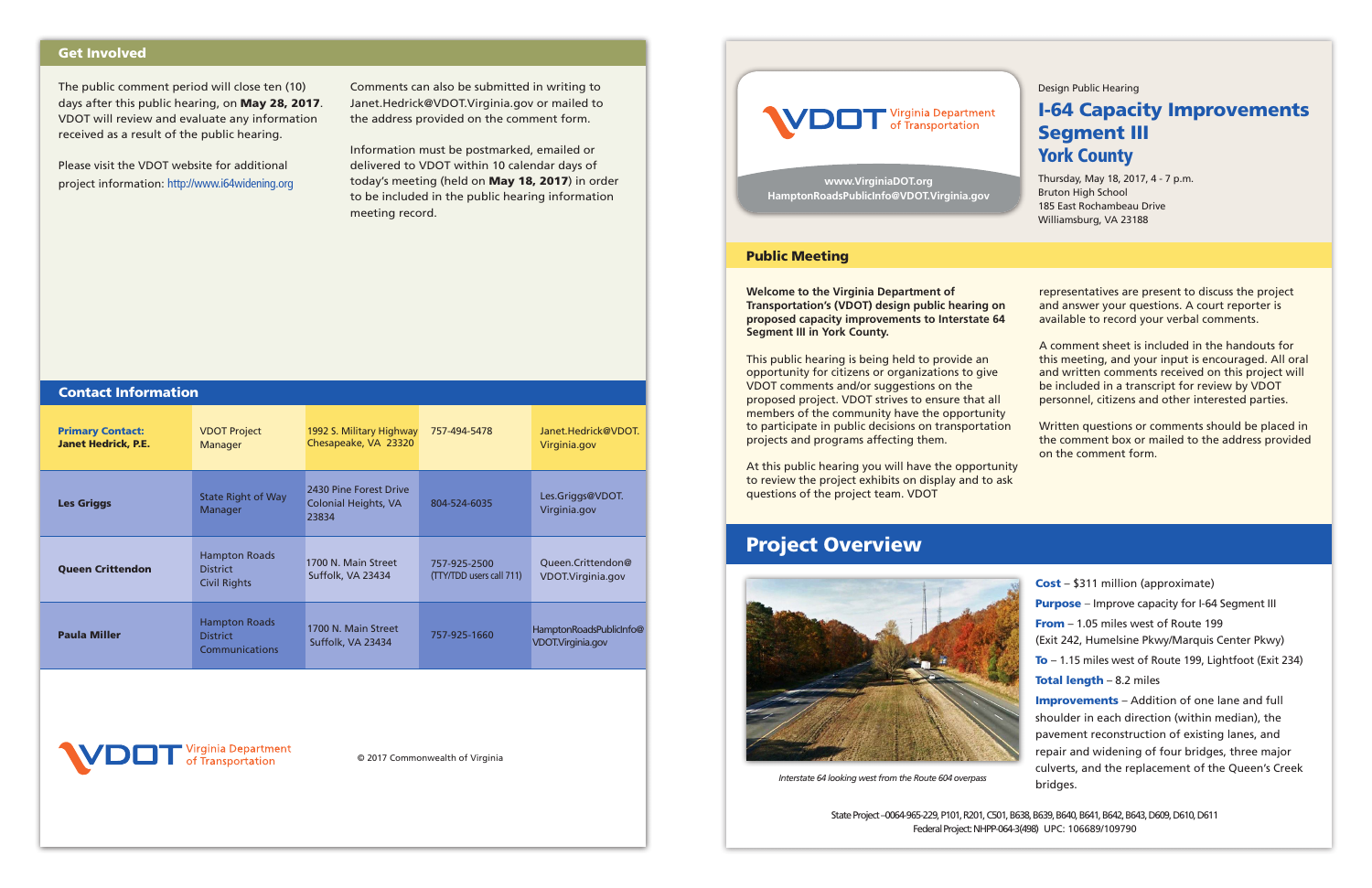## Get Involved

The public comment period will close ten (10) days after this public hearing, on **May 28, 2017**. VDOT will review and evaluate any information received as a result of the public hearing.

Please visit the VDOT website for additional project information: http://www.i64widening.org

Comments can also be submitted in writing to Janet.Hedrick@VDOT.Virginia.gov or mailed to the address provided on the comment form.

Information must be postmarked, emailed or delivered to VDOT within 10 calendar days of today's meeting (held on **May 18, 2017**) in order to be included in the public hearing information meeting record.

## Contact Information

| | | | | |
|---|---|---|---|---|
| **Primary Contact: Janet Hedrick, P.E.** | VDOT Project Manager | 1992 S. Military Highway Chesapeake, VA 23320 | 757-494-5478 | Janet.Hedrick@VDOT.Virginia.gov |
| **Les Griggs** | State Right of Way Manager | 2430 Pine Forest Drive Colonial Heights, VA 23834 | 804-524-6035 | Les.Griggs@VDOT.Virginia.gov |
| **Queen Crittendon** | Hampton Roads District Civil Rights | 1700 N. Main Street Suffolk, VA 23434 | 757-925-2500 (TTY/TDD users call 711) | Queen.Crittendon@VDOT.Virginia.gov |
| **Paula Miller** | Hampton Roads District Communications | 1700 N. Main Street Suffolk, VA 23434 | 757-925-1660 | HamptonRoadsPublicInfo@VDOT.Virginia.gov |

VDOT Virginia Department of Transportation

© 2017 Commonwealth of Virginia

---

VDOT Virginia Department of Transportation

www.VirginiaDOT.org
HamptonRoadsPublicInfo@VDOT.Virginia.gov

Design Public Hearing

# I-64 Capacity Improvements Segment III York County

Thursday, May 18, 2017, 4 - 7 p.m.
Bruton High School
185 East Rochambeau Drive
Williamsburg, VA 23188

## Public Meeting

**Welcome to the Virginia Department of Transportation's (VDOT) design public hearing on proposed capacity improvements to Interstate 64 Segment III in York County.**

This public hearing is being held to provide an opportunity for citizens or organizations to give VDOT comments and/or suggestions on the proposed project. VDOT strives to ensure that all members of the community have the opportunity to participate in public decisions on transportation projects and programs affecting them.

At this public hearing you will have the opportunity to review the project exhibits on display and to ask questions of the project team. VDOT representatives are present to discuss the project and answer your questions. A court reporter is available to record your verbal comments.

A comment sheet is included in the handouts for this meeting, and your input is encouraged. All oral and written comments received on this project will be included in a transcript for review by VDOT personnel, citizens and other interested parties.

Written questions or comments should be placed in the comment box or mailed to the address provided on the comment form.

## Project Overview

*Interstate 64 looking west from the Route 604 overpass*

**Cost** – $311 million (approximate)

**Purpose** – Improve capacity for I-64 Segment III

**From** – 1.05 miles west of Route 199 (Exit 242, Humelsine Pkwy/Marquis Center Pkwy)

**To** – 1.15 miles west of Route 199, Lightfoot (Exit 234)

**Total length** – 8.2 miles

**Improvements** – Addition of one lane and full shoulder in each direction (within median), the pavement reconstruction of existing lanes, and repair and widening of four bridges, three major culverts, and the replacement of the Queen's Creek bridges.

State Project -0064-965-229, P101, R201, C501, B638, B639, B640, B641, B642, B643, D609, D610, D611
Federal Project: NHPP-064-3(498) UPC: 106689/109790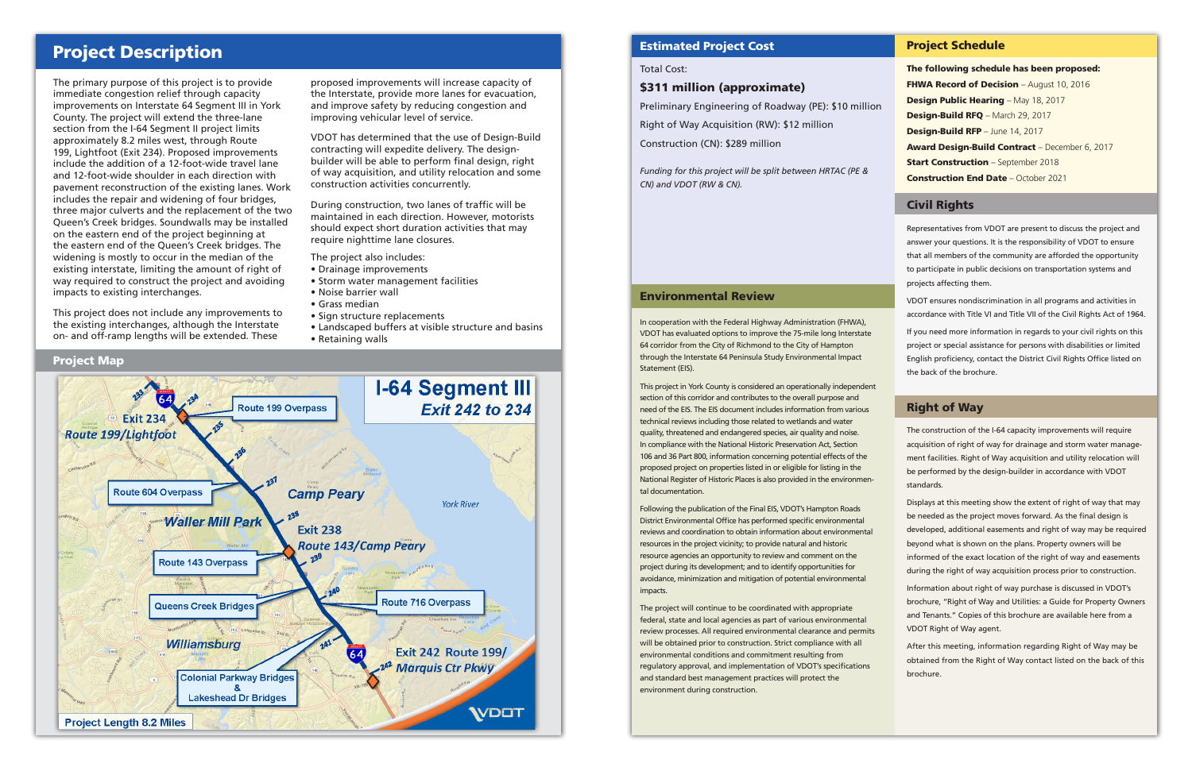## Project Description

The primary purpose of this project is to provide immediate congestion relief through capacity improvements on Interstate 64 Segment III in York County. The project will extend the three-lane section from the I-64 Segment II project limits approximately 8.2 miles west, through Route 199, Lightfoot (Exit 234). Proposed improvements include the addition of a 12-foot-wide travel lane and 12-foot-wide shoulder in each direction with pavement reconstruction of the existing lanes. Work includes the repair and widening of four bridges, three major culverts and the replacement of the two Queen's Creek bridges. Soundwalls may be installed on the eastern end of the project beginning at the eastern end of the Queen's Creek bridges. The widening is mostly to occur in the median of the existing interstate, limiting the amount of right of way required to construct the project and avoiding impacts to existing interchanges.

This project does not include any improvements to the existing interchanges, although the Interstate on- and off-ramp lengths will be extended. These proposed improvements will increase capacity of the Interstate, provide more lanes for evacuation, and improve safety by reducing congestion and improving vehicular level of service.

VDOT has determined that the use of Design-Build contracting will expedite delivery. The design-builder will be able to perform final design, right of way acquisition, and utility relocation and some construction activities concurrently.

During construction, two lanes of traffic will be maintained in each direction. However, motorists should expect short duration activities that may require nighttime lane closures.

The project also includes:
- Drainage improvements
- Storm water management facilities
- Noise barrier wall
- Grass median
- Sign structure replacements
- Landscaped buffers at visible structure and basins
- Retaining walls

## Project Map

I-64 Segment III
Exit 242 to 234

Exit 234 Route 199/Lightfoot
Route 199 Overpass
Route 604 Overpass
Camp Peary
Waller Mill Park
Exit 238 Route 143/Camp Peary
Route 143 Overpass
Queens Creek Bridges
Route 716 Overpass
York River
Williamsburg
Colonial Parkway Bridges & Lakeshead Dr Bridges
Exit 242 Route 199/ Marquis Ctr Pkwy
Project Length 8.2 Miles
VDOT

## Estimated Project Cost

Total Cost:

**$311 million (approximate)**

Preliminary Engineering of Roadway (PE): $10 million

Right of Way Acquisition (RW): $12 million

Construction (CN): $289 million

*Funding for this project will be split between HRTAC (PE & CN) and VDOT (RW & CN).*

## Environmental Review

In cooperation with the Federal Highway Administration (FHWA), VDOT has evaluated options to improve the 75-mile long Interstate 64 corridor from the City of Richmond to the City of Hampton through the Interstate 64 Peninsula Study Environmental Impact Statement (EIS).

This project in York County is considered an operationally independent section of this corridor and contributes to the overall purpose and need of the EIS. The EIS document includes information from various technical reviews including those related to wetlands and water quality, threatened and endangered species, air quality and noise. In compliance with the National Historic Preservation Act, Section 106 and 36 Part 800, information concerning potential effects of the proposed project on properties listed in or eligible for listing in the National Register of Historic Places is also provided in the environmental documentation.

Following the publication of the Final EIS, VDOT's Hampton Roads District Environmental Office has performed specific environmental reviews and coordination to obtain information about environmental resources in the project vicinity; to provide natural and historic resource agencies an opportunity to review and comment on the project during its development; and to identify opportunities for avoidance, minimization and mitigation of potential environmental impacts.

The project will continue to be coordinated with appropriate federal, state and local agencies as part of various environmental review processes. All required environmental clearance and permits will be obtained prior to construction. Strict compliance with all environmental conditions and commitment resulting from regulatory approval, and implementation of VDOT's specifications and standard best management practices will protect the environment during construction.

## Project Schedule

**The following schedule has been proposed:**

**FHWA Record of Decision** – August 10, 2016
**Design Public Hearing** – May 18, 2017
**Design-Build RFQ** – March 29, 2017
**Design-Build RFP** – June 14, 2017
**Award Design-Build Contract** – December 6, 2017
**Start Construction** – September 2018
**Construction End Date** – October 2021

## Civil Rights

Representatives from VDOT are present to discuss the project and answer your questions. It is the responsibility of VDOT to ensure that all members of the community are afforded the opportunity to participate in public decisions on transportation systems and projects affecting them.

VDOT ensures nondiscrimination in all programs and activities in accordance with Title VI and Title VII of the Civil Rights Act of 1964.

If you need more information in regards to your civil rights on this project or special assistance for persons with disabilities or limited English proficiency, contact the District Civil Rights Office listed on the back of the brochure.

## Right of Way

The construction of the I-64 capacity improvements will require acquisition of right of way for drainage and storm water management facilities. Right of Way acquisition and utility relocation will be performed by the design-builder in accordance with VDOT standards.

Displays at this meeting show the extent of right of way that may be needed as the project moves forward. As the final design is developed, additional easements and right of way may be required beyond what is shown on the plans. Property owners will be informed of the exact location of the right of way and easements during the right of way acquisition process prior to construction.

Information about right of way purchase is discussed in VDOT's brochure, "Right of Way and Utilities: a Guide for Property Owners and Tenants." Copies of this brochure are available here from a VDOT Right of Way agent.

After this meeting, information regarding Right of Way may be obtained from the Right of Way contact listed on the back of this brochure.